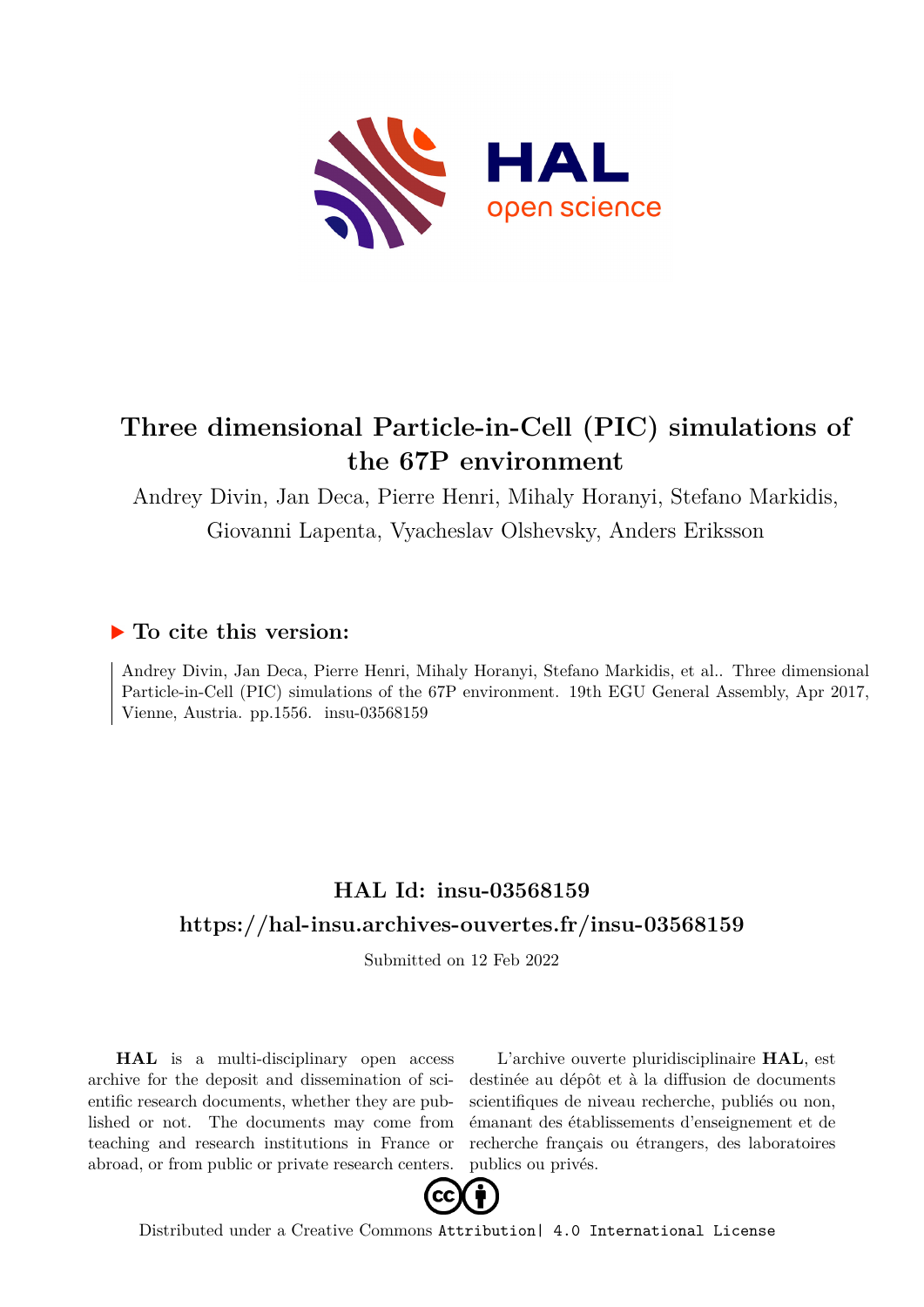# Three dimensional Particle-in-Cell (PIC) simulations of the 67P environment

Andrey Divin, Jan Deca, Pierre Henri, Mihaly Horanyi, Stefano Markidis, Giovanni Lapenta, Vyacheslav Olshevsky, Anders Eriksson

## ▶ To cite this version:

Andrey Divin, Jan Deca, Pierre Henri, Mihaly Horanyi, Stefano Markidis, et al.. Three dimensional Particle-in-Cell (PIC) simulations of the 67P environment. 19th EGU General Assembly, Apr 2017, Vienne, Austria. pp.1556. insu-03568159

## HAL Id: insu-03568159

## https://hal-insu.archives-ouvertes.fr/insu-03568159

Submitted on 12 Feb 2022

**HAL** is a multi-disciplinary open access archive for the deposit and dissemination of scientific research documents, whether they are published or not. The documents may come from teaching and research institutions in France or abroad, or from public or private research centers.

L'archive ouverte pluridisciplinaire **HAL**, est destinée au dépôt et à la diffusion de documents scientifiques de niveau recherche, publiés ou non, émanant des établissements d'enseignement et de recherche français ou étrangers, des laboratoires publics ou privés.

Distributed under a Creative Commons Attribution| 4.0 International License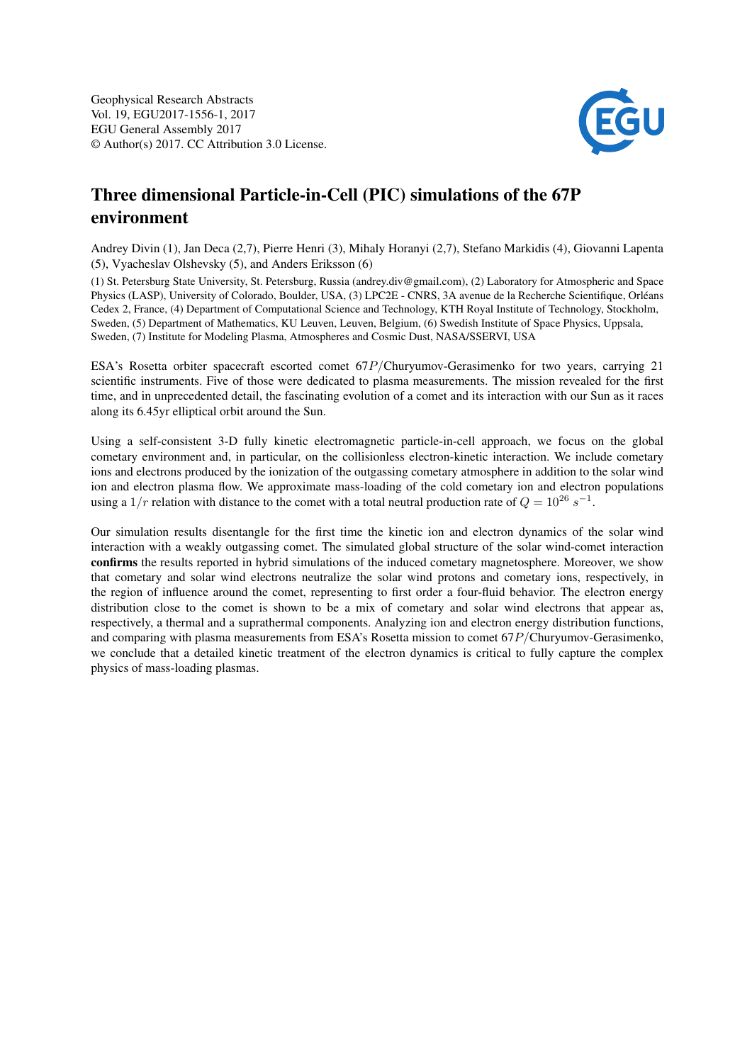Geophysical Research Abstracts
Vol. 19, EGU2017-1556-1, 2017
EGU General Assembly 2017
© Author(s) 2017. CC Attribution 3.0 License.

# Three dimensional Particle-in-Cell (PIC) simulations of the 67P environment

Andrey Divin (1), Jan Deca (2,7), Pierre Henri (3), Mihaly Horanyi (2,7), Stefano Markidis (4), Giovanni Lapenta (5), Vyacheslav Olshevsky (5), and Anders Eriksson (6)

(1) St. Petersburg State University, St. Petersburg, Russia (andrey.div@gmail.com), (2) Laboratory for Atmospheric and Space Physics (LASP), University of Colorado, Boulder, USA, (3) LPC2E - CNRS, 3A avenue de la Recherche Scientifique, Orléans Cedex 2, France, (4) Department of Computational Science and Technology, KTH Royal Institute of Technology, Stockholm, Sweden, (5) Department of Mathematics, KU Leuven, Leuven, Belgium, (6) Swedish Institute of Space Physics, Uppsala, Sweden, (7) Institute for Modeling Plasma, Atmospheres and Cosmic Dust, NASA/SSERVI, USA

ESA's Rosetta orbiter spacecraft escorted comet $67P$/Churyumov-Gerasimenko for two years, carrying 21 scientific instruments. Five of those were dedicated to plasma measurements. The mission revealed for the first time, and in unprecedented detail, the fascinating evolution of a comet and its interaction with our Sun as it races along its 6.45yr elliptical orbit around the Sun.

Using a self-consistent 3-D fully kinetic electromagnetic particle-in-cell approach, we focus on the global cometary environment and, in particular, on the collisionless electron-kinetic interaction. We include cometary ions and electrons produced by the ionization of the outgassing cometary atmosphere in addition to the solar wind ion and electron plasma flow. We approximate mass-loading of the cold cometary ion and electron populations using a $1/r$ relation with distance to the comet with a total neutral production rate of $Q = 10^{26}\ s^{-1}$.

Our simulation results disentangle for the first time the kinetic ion and electron dynamics of the solar wind interaction with a weakly outgassing comet. The simulated global structure of the solar wind-comet interaction **confirms** the results reported in hybrid simulations of the induced cometary magnetosphere. Moreover, we show that cometary and solar wind electrons neutralize the solar wind protons and cometary ions, respectively, in the region of influence around the comet, representing to first order a four-fluid behavior. The electron energy distribution close to the comet is shown to be a mix of cometary and solar wind electrons that appear as, respectively, a thermal and a suprathermal components. Analyzing ion and electron energy distribution functions, and comparing with plasma measurements from ESA's Rosetta mission to comet $67P$/Churyumov-Gerasimenko, we conclude that a detailed kinetic treatment of the electron dynamics is critical to fully capture the complex physics of mass-loading plasmas.